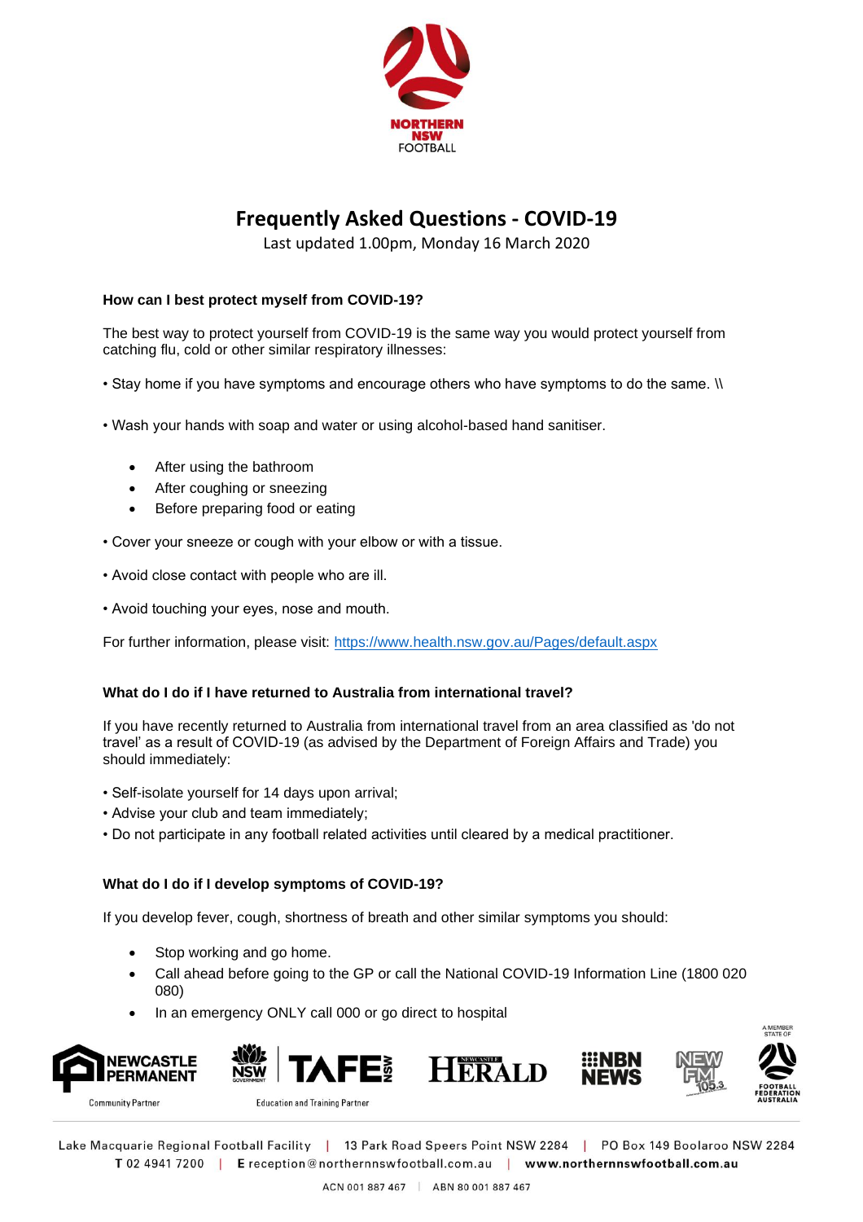# Frequently Asked Questions - COVID-19

Last updated 1.00pm, Monday 16 March 2020

### How can I best protect myself from COVID-19?

The best way to protect yourself from COVID-19 is the same way you would protect yourself from catching flu, cold or other similar respiratory illnesses:

• Stay home if you have symptoms and encourage others who have symptoms to do the same. \\

• Wash your hands with soap and water or using alcohol-based hand sanitiser.

- After using the bathroom
- After coughing or sneezing
- Before preparing food or eating

• Cover your sneeze or cough with your elbow or with a tissue.

• Avoid close contact with people who are ill.

• Avoid touching your eyes, nose and mouth.

For further information, please visit: https://www.health.nsw.gov.au/Pages/default.aspx

### What do I do if I have returned to Australia from international travel?

If you have recently returned to Australia from international travel from an area classified as 'do not travel' as a result of COVID-19 (as advised by the Department of Foreign Affairs and Trade) you should immediately:

• Self-isolate yourself for 14 days upon arrival;
• Advise your club and team immediately;
• Do not participate in any football related activities until cleared by a medical practitioner.

### What do I do if I develop symptoms of COVID-19?

If you develop fever, cough, shortness of breath and other similar symptoms you should:

- Stop working and go home.
- Call ahead before going to the GP or call the National COVID-19 Information Line (1800 020 080)
- In an emergency ONLY call 000 or go direct to hospital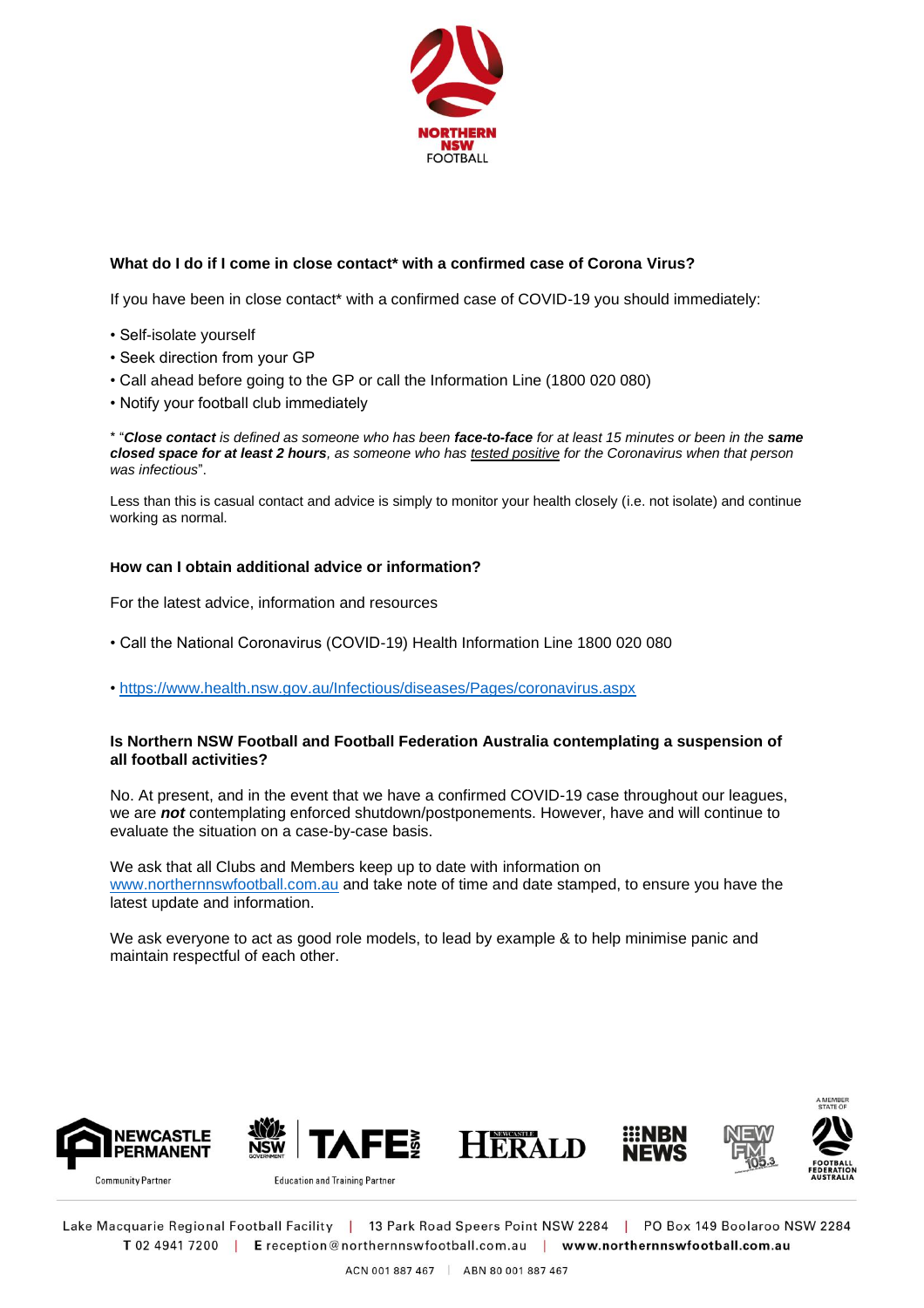**What do I do if I come in close contact* with a confirmed case of Corona Virus?**

If you have been in close contact* with a confirmed case of COVID-19 you should immediately:

- Self-isolate yourself
- Seek direction from your GP
- Call ahead before going to the GP or call the Information Line (1800 020 080)
- Notify your football club immediately

* "***Close contact*** *is defined as someone who has been* ***face-to-face*** *for at least 15 minutes or been in the* ***same closed space for at least 2 hours****, as someone who has tested positive for the Coronavirus when that person was infectious*".

Less than this is casual contact and advice is simply to monitor your health closely (i.e. not isolate) and continue working as normal.

**How can I obtain additional advice or information?**

For the latest advice, information and resources

- Call the National Coronavirus (COVID-19) Health Information Line 1800 020 080

- https://www.health.nsw.gov.au/Infectious/diseases/Pages/coronavirus.aspx

**Is Northern NSW Football and Football Federation Australia contemplating a suspension of all football activities?**

No. At present, and in the event that we have a confirmed COVID-19 case throughout our leagues, we are ***not*** contemplating enforced shutdown/postponements. However, have and will continue to evaluate the situation on a case-by-case basis.

We ask that all Clubs and Members keep up to date with information on www.northernnswfootball.com.au and take note of time and date stamped, to ensure you have the latest update and information.

We ask everyone to act as good role models, to lead by example & to help minimise panic and maintain respectful of each other.